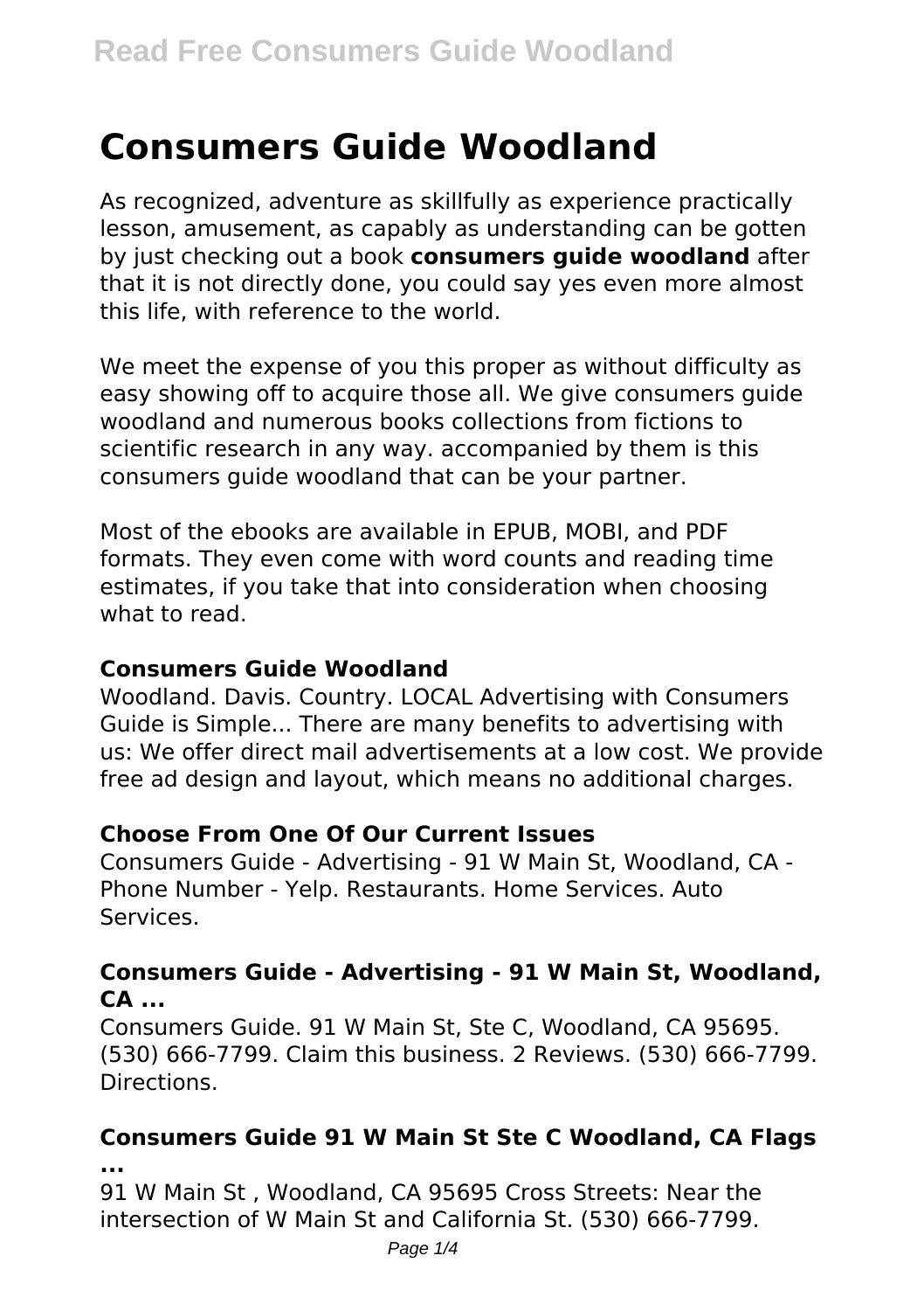# Consumers Guide Woodland

As recognized, adventure as skillfully as experience practically lesson, amusement, as capably as understanding can be gotten by just checking out a book **consumers guide woodland** after that it is not directly done, you could say yes even more almost this life, with reference to the world.

We meet the expense of you this proper as without difficulty as easy showing off to acquire those all. We give consumers guide woodland and numerous books collections from fictions to scientific research in any way. accompanied by them is this consumers guide woodland that can be your partner.

Most of the ebooks are available in EPUB, MOBI, and PDF formats. They even come with word counts and reading time estimates, if you take that into consideration when choosing what to read.

### Consumers Guide Woodland

Woodland. Davis. Country. LOCAL Advertising with Consumers Guide is Simple... There are many benefits to advertising with us: We offer direct mail advertisements at a low cost. We provide free ad design and layout, which means no additional charges.

### Choose From One Of Our Current Issues

Consumers Guide - Advertising - 91 W Main St, Woodland, CA - Phone Number - Yelp. Restaurants. Home Services. Auto Services.

### Consumers Guide - Advertising - 91 W Main St, Woodland, CA ...

Consumers Guide. 91 W Main St, Ste C, Woodland, CA 95695. (530) 666-7799. Claim this business. 2 Reviews. (530) 666-7799. Directions.

### Consumers Guide 91 W Main St Ste C Woodland, CA Flags ...

91 W Main St , Woodland, CA 95695 Cross Streets: Near the intersection of W Main St and California St. (530) 666-7799.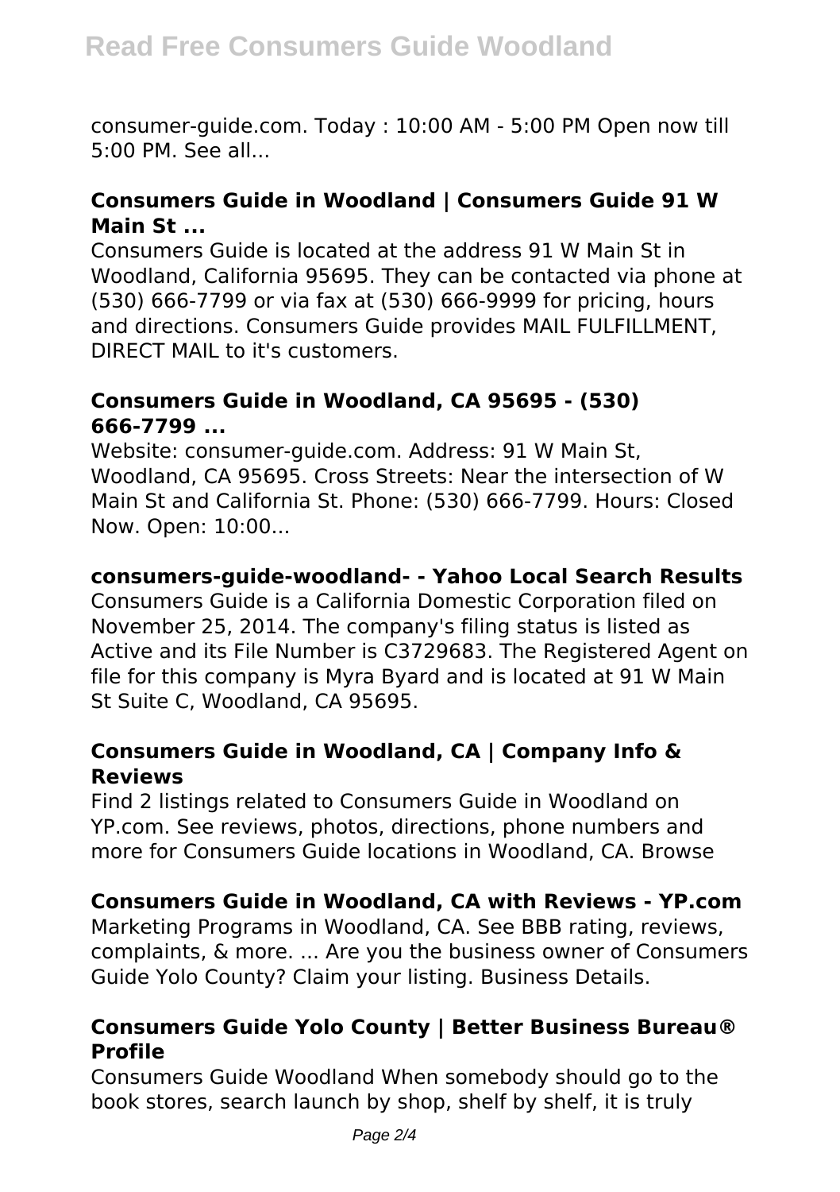consumer-guide.com. Today : 10:00 AM - 5:00 PM Open now till 5:00 PM. See all...

### Consumers Guide in Woodland | Consumers Guide 91 W Main St ...

Consumers Guide is located at the address 91 W Main St in Woodland, California 95695. They can be contacted via phone at (530) 666-7799 or via fax at (530) 666-9999 for pricing, hours and directions. Consumers Guide provides MAIL FULFILLMENT, DIRECT MAIL to it's customers.

### Consumers Guide in Woodland, CA 95695 - (530) 666-7799 ...

Website: consumer-guide.com. Address: 91 W Main St, Woodland, CA 95695. Cross Streets: Near the intersection of W Main St and California St. Phone: (530) 666-7799. Hours: Closed Now. Open: 10:00...

### consumers-guide-woodland- - Yahoo Local Search Results

Consumers Guide is a California Domestic Corporation filed on November 25, 2014. The company's filing status is listed as Active and its File Number is C3729683. The Registered Agent on file for this company is Myra Byard and is located at 91 W Main St Suite C, Woodland, CA 95695.

### Consumers Guide in Woodland, CA | Company Info & Reviews

Find 2 listings related to Consumers Guide in Woodland on YP.com. See reviews, photos, directions, phone numbers and more for Consumers Guide locations in Woodland, CA. Browse

### Consumers Guide in Woodland, CA with Reviews - YP.com

Marketing Programs in Woodland, CA. See BBB rating, reviews, complaints, & more. ... Are you the business owner of Consumers Guide Yolo County? Claim your listing. Business Details.

### Consumers Guide Yolo County | Better Business Bureau® Profile

Consumers Guide Woodland When somebody should go to the book stores, search launch by shop, shelf by shelf, it is truly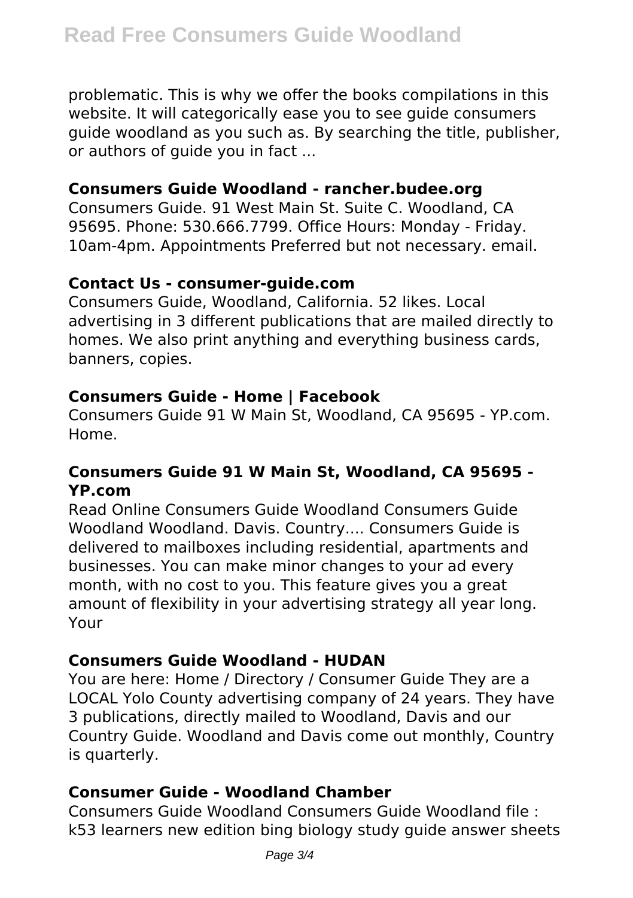problematic. This is why we offer the books compilations in this website. It will categorically ease you to see guide consumers guide woodland as you such as. By searching the title, publisher, or authors of guide you in fact ...

**Consumers Guide Woodland - rancher.budee.org**

Consumers Guide. 91 West Main St. Suite C. Woodland, CA 95695. Phone: 530.666.7799. Office Hours: Monday - Friday. 10am-4pm. Appointments Preferred but not necessary. email.

**Contact Us - consumer-guide.com**

Consumers Guide, Woodland, California. 52 likes. Local advertising in 3 different publications that are mailed directly to homes. We also print anything and everything business cards, banners, copies.

**Consumers Guide - Home | Facebook**

Consumers Guide 91 W Main St, Woodland, CA 95695 - YP.com. Home.

**Consumers Guide 91 W Main St, Woodland, CA 95695 - YP.com**

Read Online Consumers Guide Woodland Consumers Guide Woodland Woodland. Davis. Country.... Consumers Guide is delivered to mailboxes including residential, apartments and businesses. You can make minor changes to your ad every month, with no cost to you. This feature gives you a great amount of flexibility in your advertising strategy all year long. Your

**Consumers Guide Woodland - HUDAN**

You are here: Home / Directory / Consumer Guide They are a LOCAL Yolo County advertising company of 24 years. They have 3 publications, directly mailed to Woodland, Davis and our Country Guide. Woodland and Davis come out monthly, Country is quarterly.

**Consumer Guide - Woodland Chamber**

Consumers Guide Woodland Consumers Guide Woodland file : k53 learners new edition bing biology study guide answer sheets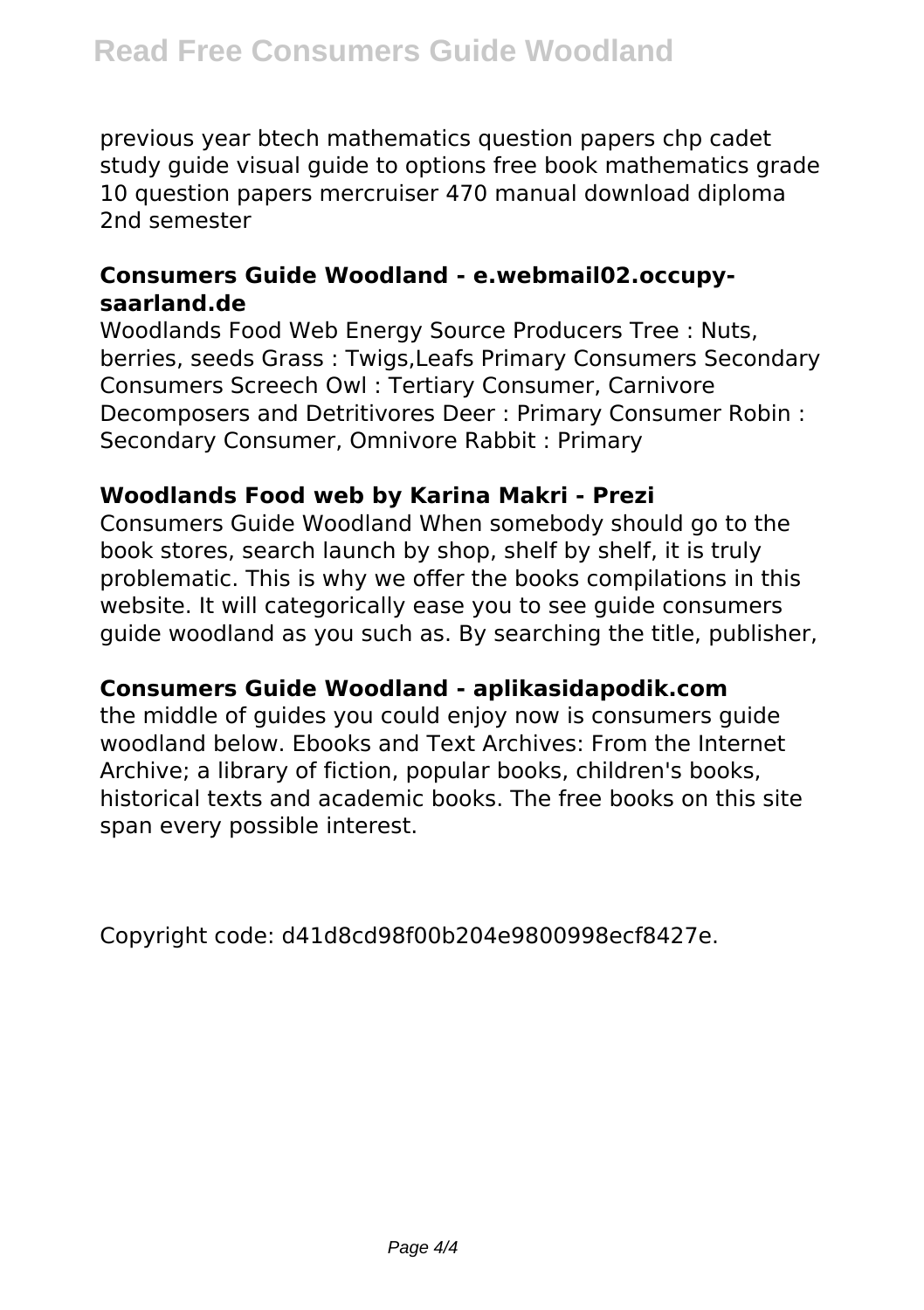previous year btech mathematics question papers chp cadet study guide visual guide to options free book mathematics grade 10 question papers mercruiser 470 manual download diploma 2nd semester

**Consumers Guide Woodland - e.webmail02.occupy-saarland.de**

Woodlands Food Web Energy Source Producers Tree : Nuts, berries, seeds Grass : Twigs,Leafs Primary Consumers Secondary Consumers Screech Owl : Tertiary Consumer, Carnivore Decomposers and Detritivores Deer : Primary Consumer Robin : Secondary Consumer, Omnivore Rabbit : Primary

**Woodlands Food web by Karina Makri - Prezi**

Consumers Guide Woodland When somebody should go to the book stores, search launch by shop, shelf by shelf, it is truly problematic. This is why we offer the books compilations in this website. It will categorically ease you to see guide consumers guide woodland as you such as. By searching the title, publisher,

**Consumers Guide Woodland - aplikasidapodik.com**

the middle of guides you could enjoy now is consumers guide woodland below. Ebooks and Text Archives: From the Internet Archive; a library of fiction, popular books, children's books, historical texts and academic books. The free books on this site span every possible interest.

Copyright code: d41d8cd98f00b204e9800998ecf8427e.